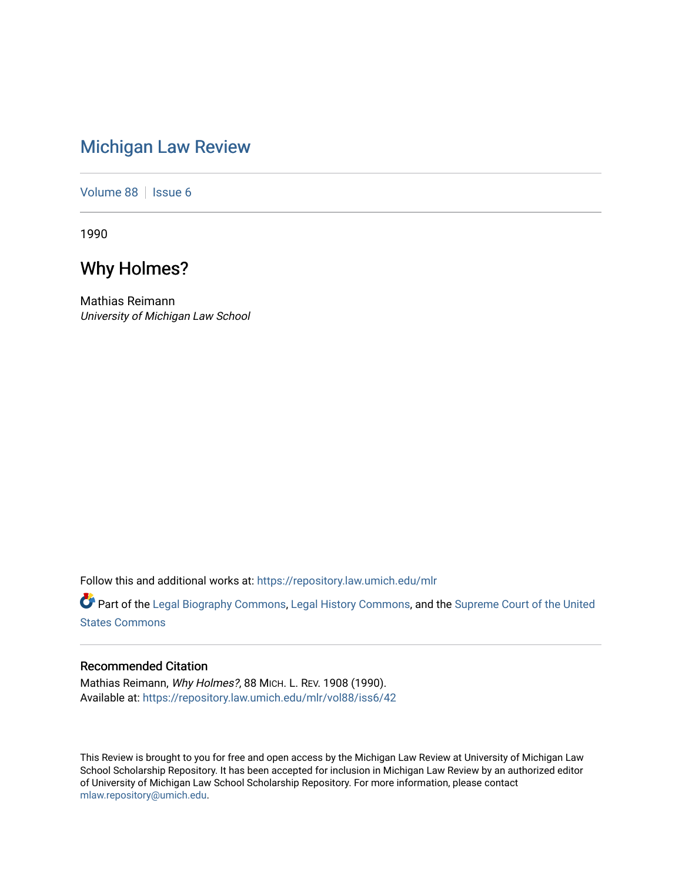# Michigan Law Review

Volume 88 | Issue 6

1990

## Why Holmes?

Mathias Reimann
*University of Michigan Law School*

Follow this and additional works at: https://repository.law.umich.edu/mlr

Part of the Legal Biography Commons, Legal History Commons, and the Supreme Court of the United States Commons

### Recommended Citation

Mathias Reimann, *Why Holmes?*, 88 MICH. L. REV. 1908 (1990).
Available at: https://repository.law.umich.edu/mlr/vol88/iss6/42

This Review is brought to you for free and open access by the Michigan Law Review at University of Michigan Law School Scholarship Repository. It has been accepted for inclusion in Michigan Law Review by an authorized editor of University of Michigan Law School Scholarship Repository. For more information, please contact mlaw.repository@umich.edu.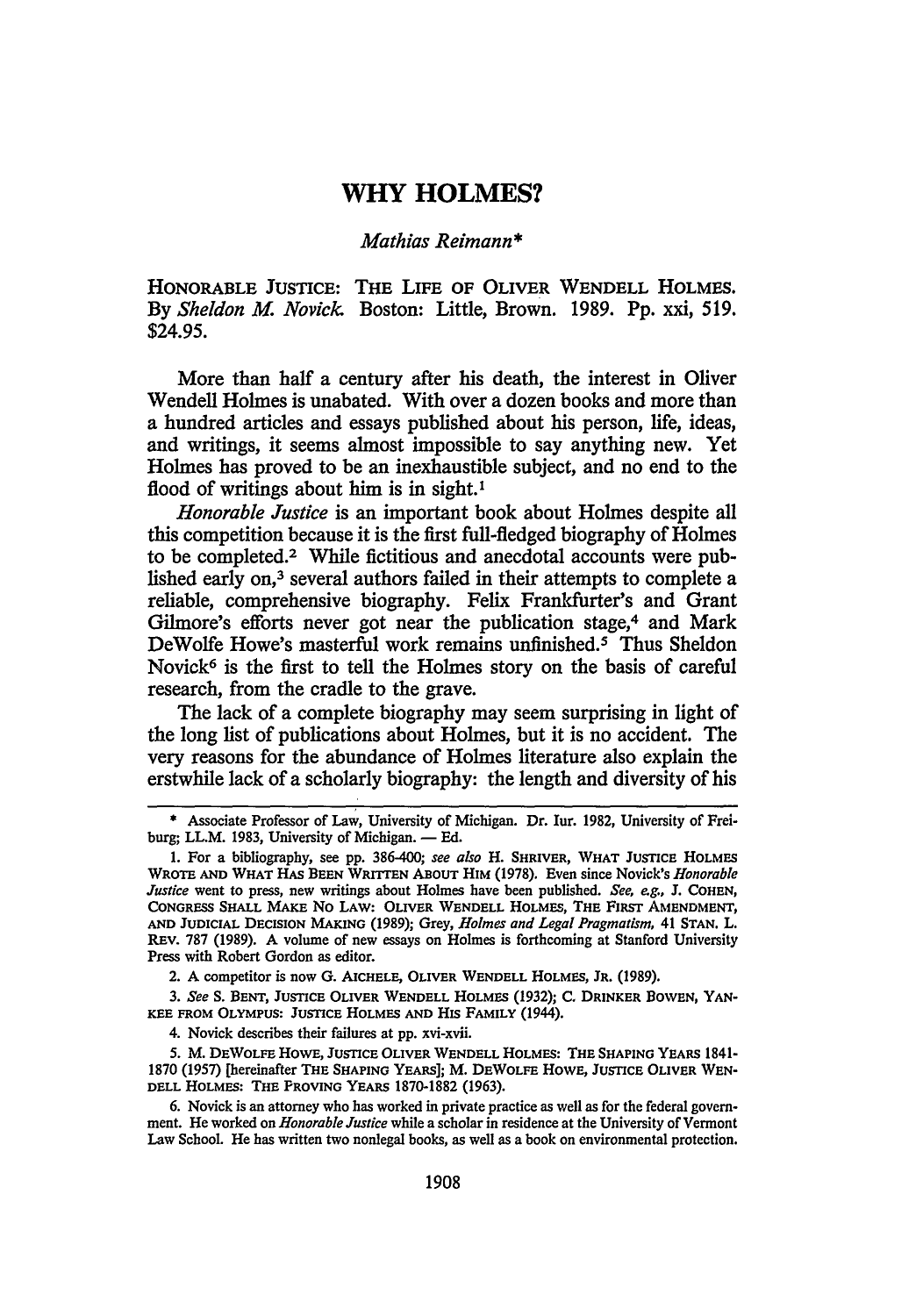# WHY HOLMES?

*Mathias Reimann\**

HONORABLE JUSTICE: THE LIFE OF OLIVER WENDELL HOLMES. By *Sheldon M. Novick*. Boston: Little, Brown. 1989. Pp. xxi, 519. $24.95.

More than half a century after his death, the interest in Oliver Wendell Holmes is unabated. With over a dozen books and more than a hundred articles and essays published about his person, life, ideas, and writings, it seems almost impossible to say anything new. Yet Holmes has proved to be an inexhaustible subject, and no end to the flood of writings about him is in sight.[1]

*Honorable Justice* is an important book about Holmes despite all this competition because it is the first full-fledged biography of Holmes to be completed.[2] While fictitious and anecdotal accounts were published early on,[3] several authors failed in their attempts to complete a reliable, comprehensive biography. Felix Frankfurter's and Grant Gilmore's efforts never got near the publication stage,[4] and Mark DeWolfe Howe's masterful work remains unfinished.[5] Thus Sheldon Novick[6] is the first to tell the Holmes story on the basis of careful research, from the cradle to the grave.

The lack of a complete biography may seem surprising in light of the long list of publications about Holmes, but it is no accident. The very reasons for the abundance of Holmes literature also explain the erstwhile lack of a scholarly biography: the length and diversity of his

---

\* Associate Professor of Law, University of Michigan. Dr. Iur. 1982, University of Freiburg; LL.M. 1983, University of Michigan. — Ed.

1. For a bibliography, see pp. 386-400; *see also* H. SHRIVER, WHAT JUSTICE HOLMES WROTE AND WHAT HAS BEEN WRITTEN ABOUT HIM (1978). Even since Novick's *Honorable Justice* went to press, new writings about Holmes have been published. *See, e.g.*, J. COHEN, CONGRESS SHALL MAKE NO LAW: OLIVER WENDELL HOLMES, THE FIRST AMENDMENT, AND JUDICIAL DECISION MAKING (1989); Grey, *Holmes and Legal Pragmatism*, 41 STAN. L. REV. 787 (1989). A volume of new essays on Holmes is forthcoming at Stanford University Press with Robert Gordon as editor.

2. A competitor is now G. AICHELE, OLIVER WENDELL HOLMES, JR. (1989).

3. *See* S. BENT, JUSTICE OLIVER WENDELL HOLMES (1932); C. DRINKER BOWEN, YANKEE FROM OLYMPUS: JUSTICE HOLMES AND HIS FAMILY (1944).

4. Novick describes their failures at pp. xvi-xvii.

5. M. DEWOLFE HOWE, JUSTICE OLIVER WENDELL HOLMES: THE SHAPING YEARS 1841-1870 (1957) [hereinafter THE SHAPING YEARS]; M. DEWOLFE HOWE, JUSTICE OLIVER WENDELL HOLMES: THE PROVING YEARS 1870-1882 (1963).

6. Novick is an attorney who has worked in private practice as well as for the federal government. He worked on *Honorable Justice* while a scholar in residence at the University of Vermont Law School. He has written two nonlegal books, as well as a book on environmental protection.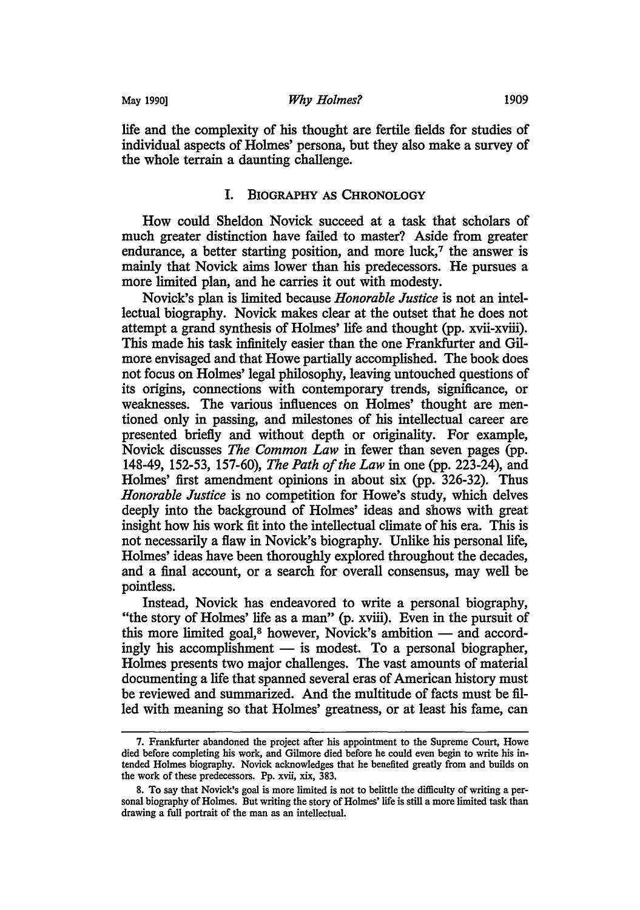life and the complexity of his thought are fertile fields for studies of individual aspects of Holmes' persona, but they also make a survey of the whole terrain a daunting challenge.

## I. Biography as Chronology

How could Sheldon Novick succeed at a task that scholars of much greater distinction have failed to master? Aside from greater endurance, a better starting position, and more luck,[7] the answer is mainly that Novick aims lower than his predecessors. He pursues a more limited plan, and he carries it out with modesty.

Novick's plan is limited because *Honorable Justice* is not an intellectual biography. Novick makes clear at the outset that he does not attempt a grand synthesis of Holmes' life and thought (pp. xvii-xviii). This made his task infinitely easier than the one Frankfurter and Gilmore envisaged and that Howe partially accomplished. The book does not focus on Holmes' legal philosophy, leaving untouched questions of its origins, connections with contemporary trends, significance, or weaknesses. The various influences on Holmes' thought are mentioned only in passing, and milestones of his intellectual career are presented briefly and without depth or originality. For example, Novick discusses *The Common Law* in fewer than seven pages (pp. 148-49, 152-53, 157-60), *The Path of the Law* in one (pp. 223-24), and Holmes' first amendment opinions in about six (pp. 326-32). Thus *Honorable Justice* is no competition for Howe's study, which delves deeply into the background of Holmes' ideas and shows with great insight how his work fit into the intellectual climate of his era. This is not necessarily a flaw in Novick's biography. Unlike his personal life, Holmes' ideas have been thoroughly explored throughout the decades, and a final account, or a search for overall consensus, may well be pointless.

Instead, Novick has endeavored to write a personal biography, "the story of Holmes' life as a man" (p. xviii). Even in the pursuit of this more limited goal,[8] however, Novick's ambition — and accordingly his accomplishment — is modest. To a personal biographer, Holmes presents two major challenges. The vast amounts of material documenting a life that spanned several eras of American history must be reviewed and summarized. And the multitude of facts must be filled with meaning so that Holmes' greatness, or at least his fame, can

---

7. Frankfurter abandoned the project after his appointment to the Supreme Court, Howe died before completing his work, and Gilmore died before he could even begin to write his intended Holmes biography. Novick acknowledges that he benefited greatly from and builds on the work of these predecessors. Pp. xvii, xix, 383.

8. To say that Novick's goal is more limited is not to belittle the difficulty of writing a personal biography of Holmes. But writing the story of Holmes' life is still a more limited task than drawing a full portrait of the man as an intellectual.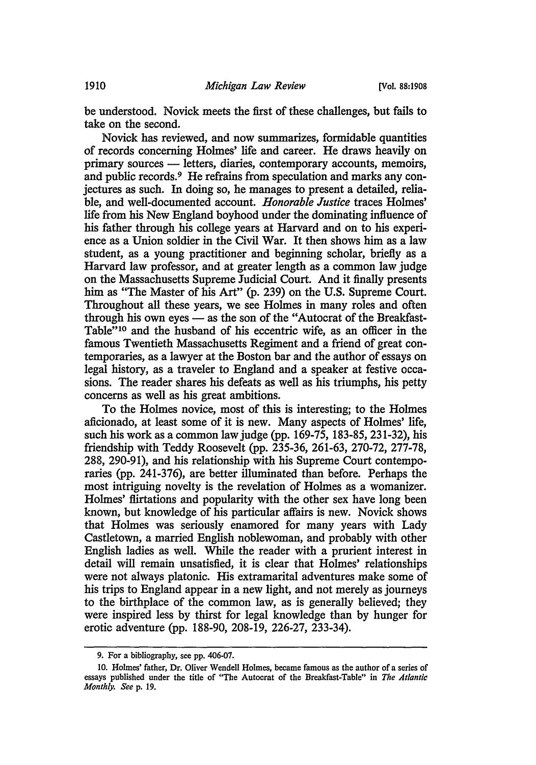be understood. Novick meets the first of these challenges, but fails to take on the second.

Novick has reviewed, and now summarizes, formidable quantities of records concerning Holmes' life and career. He draws heavily on primary sources — letters, diaries, contemporary accounts, memoirs, and public records.[9] He refrains from speculation and marks any conjectures as such. In doing so, he manages to present a detailed, reliable, and well-documented account. *Honorable Justice* traces Holmes' life from his New England boyhood under the dominating influence of his father through his college years at Harvard and on to his experience as a Union soldier in the Civil War. It then shows him as a law student, as a young practitioner and beginning scholar, briefly as a Harvard law professor, and at greater length as a common law judge on the Massachusetts Supreme Judicial Court. And it finally presents him as "The Master of his Art" (p. 239) on the U.S. Supreme Court. Throughout all these years, we see Holmes in many roles and often through his own eyes — as the son of the "Autocrat of the Breakfast-Table"[10] and the husband of his eccentric wife, as an officer in the famous Twentieth Massachusetts Regiment and a friend of great contemporaries, as a lawyer at the Boston bar and the author of essays on legal history, as a traveler to England and a speaker at festive occasions. The reader shares his defeats as well as his triumphs, his petty concerns as well as his great ambitions.

To the Holmes novice, most of this is interesting; to the Holmes aficionado, at least some of it is new. Many aspects of Holmes' life, such his work as a common law judge (pp. 169-75, 183-85, 231-32), his friendship with Teddy Roosevelt (pp. 235-36, 261-63, 270-72, 277-78, 288, 290-91), and his relationship with his Supreme Court contemporaries (pp. 241-376), are better illuminated than before. Perhaps the most intriguing novelty is the revelation of Holmes as a womanizer. Holmes' flirtations and popularity with the other sex have long been known, but knowledge of his particular affairs is new. Novick shows that Holmes was seriously enamored for many years with Lady Castletown, a married English noblewoman, and probably with other English ladies as well. While the reader with a prurient interest in detail will remain unsatisfied, it is clear that Holmes' relationships were not always platonic. His extramarital adventures make some of his trips to England appear in a new light, and not merely as journeys to the birthplace of the common law, as is generally believed; they were inspired less by thirst for legal knowledge than by hunger for erotic adventure (pp. 188-90, 208-19, 226-27, 233-34).

---

9. For a bibliography, see pp. 406-07.

10. Holmes' father, Dr. Oliver Wendell Holmes, became famous as the author of a series of essays published under the title of "The Autocrat of the Breakfast-Table" in *The Atlantic Monthly. See* p. 19.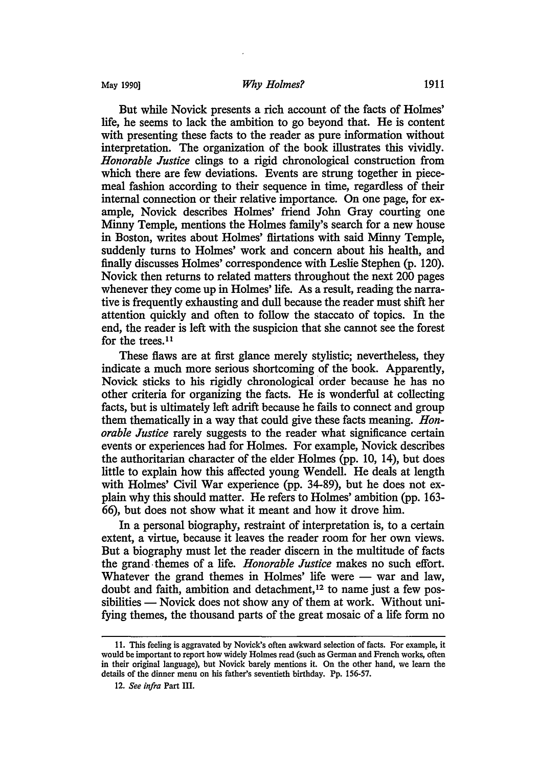But while Novick presents a rich account of the facts of Holmes' life, he seems to lack the ambition to go beyond that. He is content with presenting these facts to the reader as pure information without interpretation. The organization of the book illustrates this vividly. *Honorable Justice* clings to a rigid chronological construction from which there are few deviations. Events are strung together in piecemeal fashion according to their sequence in time, regardless of their internal connection or their relative importance. On one page, for example, Novick describes Holmes' friend John Gray courting one Minny Temple, mentions the Holmes family's search for a new house in Boston, writes about Holmes' flirtations with said Minny Temple, suddenly turns to Holmes' work and concern about his health, and finally discusses Holmes' correspondence with Leslie Stephen (p. 120). Novick then returns to related matters throughout the next 200 pages whenever they come up in Holmes' life. As a result, reading the narrative is frequently exhausting and dull because the reader must shift her attention quickly and often to follow the staccato of topics. In the end, the reader is left with the suspicion that she cannot see the forest for the trees.[11]

These flaws are at first glance merely stylistic; nevertheless, they indicate a much more serious shortcoming of the book. Apparently, Novick sticks to his rigidly chronological order because he has no other criteria for organizing the facts. He is wonderful at collecting facts, but is ultimately left adrift because he fails to connect and group them thematically in a way that could give these facts meaning. *Honorable Justice* rarely suggests to the reader what significance certain events or experiences had for Holmes. For example, Novick describes the authoritarian character of the elder Holmes (pp. 10, 14), but does little to explain how this affected young Wendell. He deals at length with Holmes' Civil War experience (pp. 34-89), but he does not explain why this should matter. He refers to Holmes' ambition (pp. 163-66), but does not show what it meant and how it drove him.

In a personal biography, restraint of interpretation is, to a certain extent, a virtue, because it leaves the reader room for her own views. But a biography must let the reader discern in the multitude of facts the grand themes of a life. *Honorable Justice* makes no such effort. Whatever the grand themes in Holmes' life were — war and law, doubt and faith, ambition and detachment,[12] to name just a few possibilities — Novick does not show any of them at work. Without unifying themes, the thousand parts of the great mosaic of a life form no

---

11. This feeling is aggravated by Novick's often awkward selection of facts. For example, it would be important to report how widely Holmes read (such as German and French works, often in their original language), but Novick barely mentions it. On the other hand, we learn the details of the dinner menu on his father's seventieth birthday. Pp. 156-57.

12. *See infra* Part III.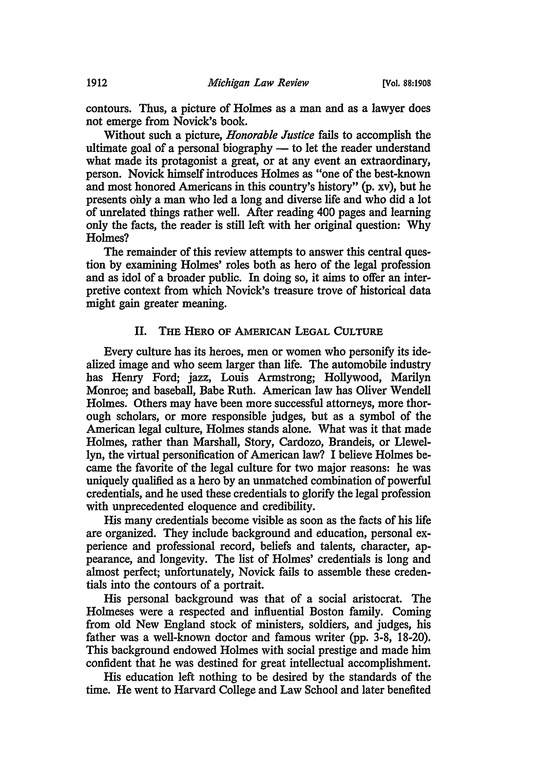contours. Thus, a picture of Holmes as a man and as a lawyer does not emerge from Novick's book.

Without such a picture, *Honorable Justice* fails to accomplish the ultimate goal of a personal biography — to let the reader understand what made its protagonist a great, or at any event an extraordinary, person. Novick himself introduces Holmes as "one of the best-known and most honored Americans in this country's history" (p. xv), but he presents only a man who led a long and diverse life and who did a lot of unrelated things rather well. After reading 400 pages and learning only the facts, the reader is still left with her original question: Why Holmes?

The remainder of this review attempts to answer this central question by examining Holmes' roles both as hero of the legal profession and as idol of a broader public. In doing so, it aims to offer an interpretive context from which Novick's treasure trove of historical data might gain greater meaning.

## II. The Hero of American Legal Culture

Every culture has its heroes, men or women who personify its idealized image and who seem larger than life. The automobile industry has Henry Ford; jazz, Louis Armstrong; Hollywood, Marilyn Monroe; and baseball, Babe Ruth. American law has Oliver Wendell Holmes. Others may have been more successful attorneys, more thorough scholars, or more responsible judges, but as a symbol of the American legal culture, Holmes stands alone. What was it that made Holmes, rather than Marshall, Story, Cardozo, Brandeis, or Llewellyn, the virtual personification of American law? I believe Holmes became the favorite of the legal culture for two major reasons: he was uniquely qualified as a hero by an unmatched combination of powerful credentials, and he used these credentials to glorify the legal profession with unprecedented eloquence and credibility.

His many credentials become visible as soon as the facts of his life are organized. They include background and education, personal experience and professional record, beliefs and talents, character, appearance, and longevity. The list of Holmes' credentials is long and almost perfect; unfortunately, Novick fails to assemble these credentials into the contours of a portrait.

His personal background was that of a social aristocrat. The Holmeses were a respected and influential Boston family. Coming from old New England stock of ministers, soldiers, and judges, his father was a well-known doctor and famous writer (pp. 3-8, 18-20). This background endowed Holmes with social prestige and made him confident that he was destined for great intellectual accomplishment.

His education left nothing to be desired by the standards of the time. He went to Harvard College and Law School and later benefited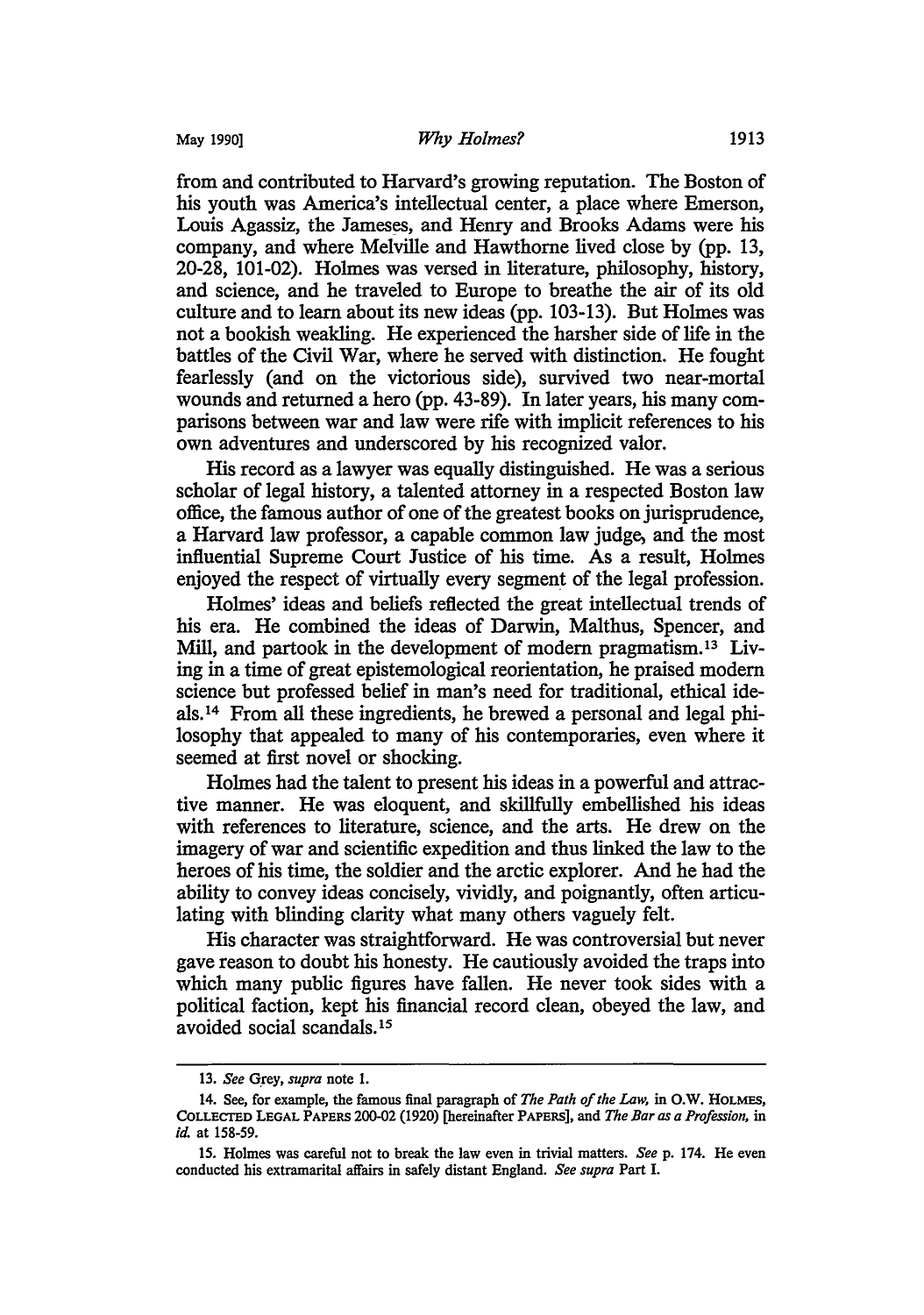from and contributed to Harvard's growing reputation. The Boston of his youth was America's intellectual center, a place where Emerson, Louis Agassiz, the Jameses, and Henry and Brooks Adams were his company, and where Melville and Hawthorne lived close by (pp. 13, 20-28, 101-02). Holmes was versed in literature, philosophy, history, and science, and he traveled to Europe to breathe the air of its old culture and to learn about its new ideas (pp. 103-13). But Holmes was not a bookish weakling. He experienced the harsher side of life in the battles of the Civil War, where he served with distinction. He fought fearlessly (and on the victorious side), survived two near-mortal wounds and returned a hero (pp. 43-89). In later years, his many comparisons between war and law were rife with implicit references to his own adventures and underscored by his recognized valor.

His record as a lawyer was equally distinguished. He was a serious scholar of legal history, a talented attorney in a respected Boston law office, the famous author of one of the greatest books on jurisprudence, a Harvard law professor, a capable common law judge, and the most influential Supreme Court Justice of his time. As a result, Holmes enjoyed the respect of virtually every segment of the legal profession.

Holmes' ideas and beliefs reflected the great intellectual trends of his era. He combined the ideas of Darwin, Malthus, Spencer, and Mill, and partook in the development of modern pragmatism.[13] Living in a time of great epistemological reorientation, he praised modern science but professed belief in man's need for traditional, ethical ideals.[14] From all these ingredients, he brewed a personal and legal philosophy that appealed to many of his contemporaries, even where it seemed at first novel or shocking.

Holmes had the talent to present his ideas in a powerful and attractive manner. He was eloquent, and skillfully embellished his ideas with references to literature, science, and the arts. He drew on the imagery of war and scientific expedition and thus linked the law to the heroes of his time, the soldier and the arctic explorer. And he had the ability to convey ideas concisely, vividly, and poignantly, often articulating with blinding clarity what many others vaguely felt.

His character was straightforward. He was controversial but never gave reason to doubt his honesty. He cautiously avoided the traps into which many public figures have fallen. He never took sides with a political faction, kept his financial record clean, obeyed the law, and avoided social scandals.[15]

---

13. *See* Grey, *supra* note 1.

14. See, for example, the famous final paragraph of *The Path of the Law*, in O.W. HOLMES, COLLECTED LEGAL PAPERS 200-02 (1920) [hereinafter PAPERS], and *The Bar as a Profession*, in *id.* at 158-59.

15. Holmes was careful not to break the law even in trivial matters. *See* p. 174. He even conducted his extramarital affairs in safely distant England. *See supra* Part I.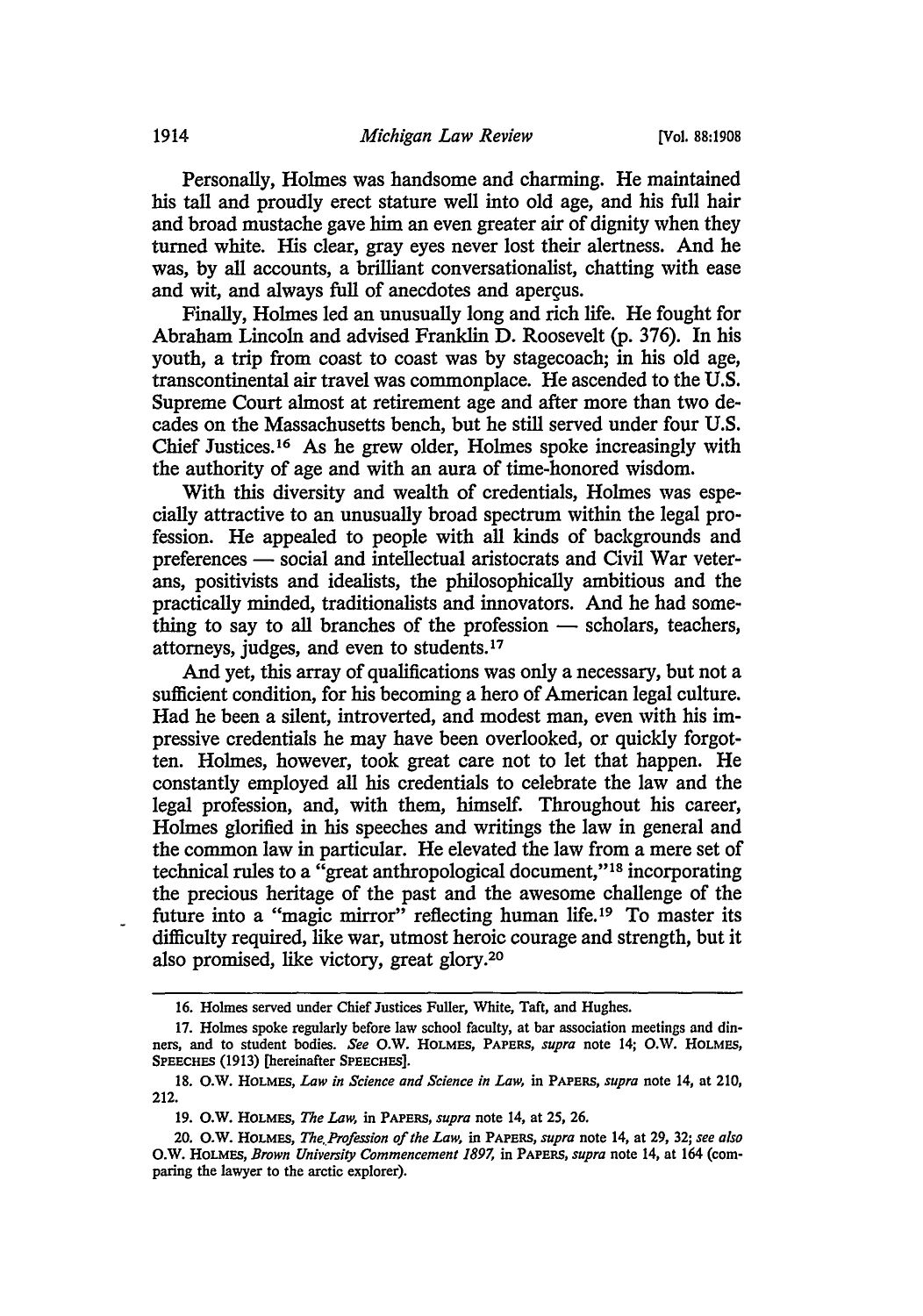Personally, Holmes was handsome and charming. He maintained his tall and proudly erect stature well into old age, and his full hair and broad mustache gave him an even greater air of dignity when they turned white. His clear, gray eyes never lost their alertness. And he was, by all accounts, a brilliant conversationalist, chatting with ease and wit, and always full of anecdotes and aperçus.

Finally, Holmes led an unusually long and rich life. He fought for Abraham Lincoln and advised Franklin D. Roosevelt (p. 376). In his youth, a trip from coast to coast was by stagecoach; in his old age, transcontinental air travel was commonplace. He ascended to the U.S. Supreme Court almost at retirement age and after more than two decades on the Massachusetts bench, but he still served under four U.S. Chief Justices.[16] As he grew older, Holmes spoke increasingly with the authority of age and with an aura of time-honored wisdom.

With this diversity and wealth of credentials, Holmes was especially attractive to an unusually broad spectrum within the legal profession. He appealed to people with all kinds of backgrounds and preferences — social and intellectual aristocrats and Civil War veterans, positivists and idealists, the philosophically ambitious and the practically minded, traditionalists and innovators. And he had something to say to all branches of the profession — scholars, teachers, attorneys, judges, and even to students.[17]

And yet, this array of qualifications was only a necessary, but not a sufficient condition, for his becoming a hero of American legal culture. Had he been a silent, introverted, and modest man, even with his impressive credentials he may have been overlooked, or quickly forgotten. Holmes, however, took great care not to let that happen. He constantly employed all his credentials to celebrate the law and the legal profession, and, with them, himself. Throughout his career, Holmes glorified in his speeches and writings the law in general and the common law in particular. He elevated the law from a mere set of technical rules to a "great anthropological document,"[18] incorporating the precious heritage of the past and the awesome challenge of the future into a "magic mirror" reflecting human life.[19] To master its difficulty required, like war, utmost heroic courage and strength, but it also promised, like victory, great glory.[20]

---

16. Holmes served under Chief Justices Fuller, White, Taft, and Hughes.

17. Holmes spoke regularly before law school faculty, at bar association meetings and dinners, and to student bodies. *See* O.W. HOLMES, PAPERS, *supra* note 14; O.W. HOLMES, SPEECHES (1913) [hereinafter SPEECHES].

18. O.W. HOLMES, *Law in Science and Science in Law*, in PAPERS, *supra* note 14, at 210, 212.

19. O.W. HOLMES, *The Law*, in PAPERS, *supra* note 14, at 25, 26.

20. O.W. HOLMES, *The Profession of the Law*, in PAPERS, *supra* note 14, at 29, 32; *see also* O.W. HOLMES, *Brown University Commencement 1897*, in PAPERS, *supra* note 14, at 164 (comparing the lawyer to the arctic explorer).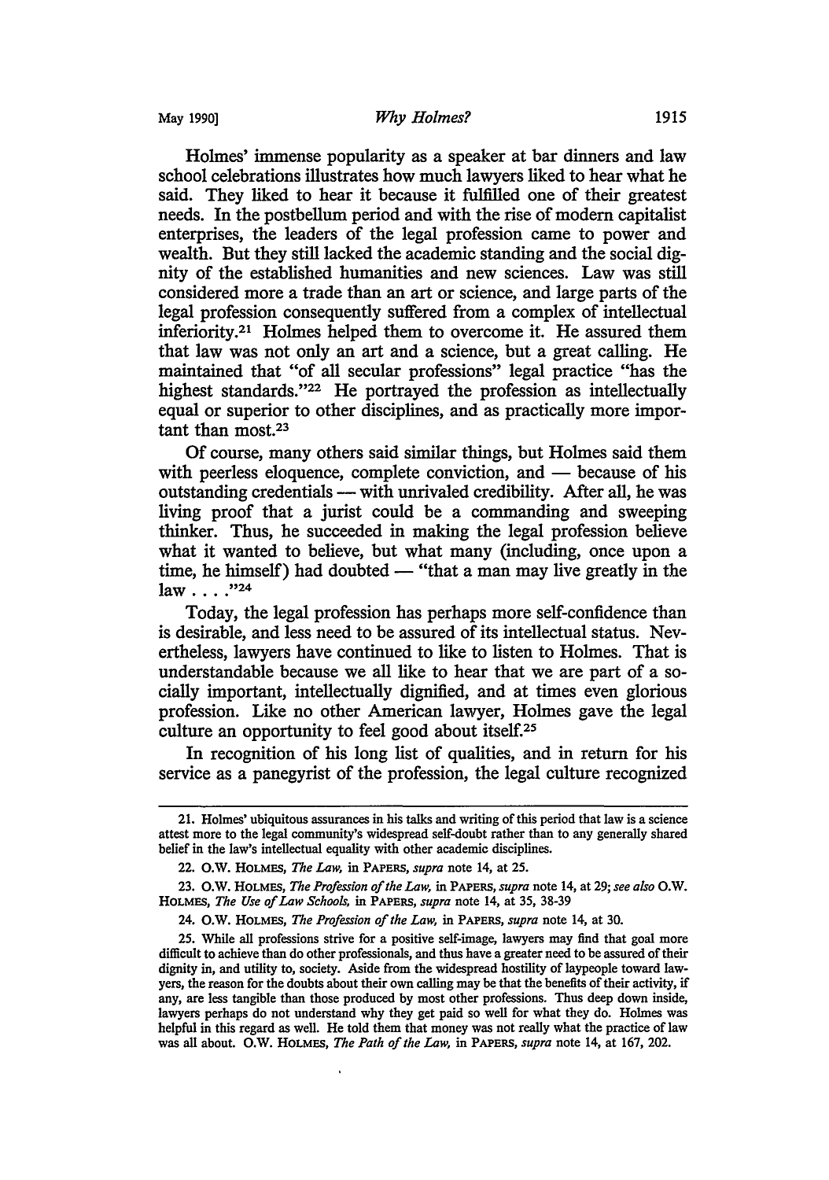Holmes' immense popularity as a speaker at bar dinners and law school celebrations illustrates how much lawyers liked to hear what he said. They liked to hear it because it fulfilled one of their greatest needs. In the postbellum period and with the rise of modern capitalist enterprises, the leaders of the legal profession came to power and wealth. But they still lacked the academic standing and the social dignity of the established humanities and new sciences. Law was still considered more a trade than an art or science, and large parts of the legal profession consequently suffered from a complex of intellectual inferiority.[21] Holmes helped them to overcome it. He assured them that law was not only an art and a science, but a great calling. He maintained that "of all secular professions" legal practice "has the highest standards."[22] He portrayed the profession as intellectually equal or superior to other disciplines, and as practically more important than most.[23]

Of course, many others said similar things, but Holmes said them with peerless eloquence, complete conviction, and — because of his outstanding credentials — with unrivaled credibility. After all, he was living proof that a jurist could be a commanding and sweeping thinker. Thus, he succeeded in making the legal profession believe what it wanted to believe, but what many (including, once upon a time, he himself) had doubted — "that a man may live greatly in the law . . . ."[24]

Today, the legal profession has perhaps more self-confidence than is desirable, and less need to be assured of its intellectual status. Nevertheless, lawyers have continued to like to listen to Holmes. That is understandable because we all like to hear that we are part of a socially important, intellectually dignified, and at times even glorious profession. Like no other American lawyer, Holmes gave the legal culture an opportunity to feel good about itself.[25]

In recognition of his long list of qualities, and in return for his service as a panegyrist of the profession, the legal culture recognized

---

21. Holmes' ubiquitous assurances in his talks and writing of this period that law is a science attest more to the legal community's widespread self-doubt rather than to any generally shared belief in the law's intellectual equality with other academic disciplines.

22. O.W. Holmes, *The Law*, in Papers, *supra* note 14, at 25.

23. O.W. Holmes, *The Profession of the Law*, in Papers, *supra* note 14, at 29; *see also* O.W. Holmes, *The Use of Law Schools*, in Papers, *supra* note 14, at 35, 38-39

24. O.W. Holmes, *The Profession of the Law*, in Papers, *supra* note 14, at 30.

25. While all professions strive for a positive self-image, lawyers may find that goal more difficult to achieve than do other professionals, and thus have a greater need to be assured of their dignity in, and utility to, society. Aside from the widespread hostility of laypeople toward lawyers, the reason for the doubts about their own calling may be that the benefits of their activity, if any, are less tangible than those produced by most other professions. Thus deep down inside, lawyers perhaps do not understand why they get paid so well for what they do. Holmes was helpful in this regard as well. He told them that money was not really what the practice of law was all about. O.W. Holmes, *The Path of the Law*, in Papers, *supra* note 14, at 167, 202.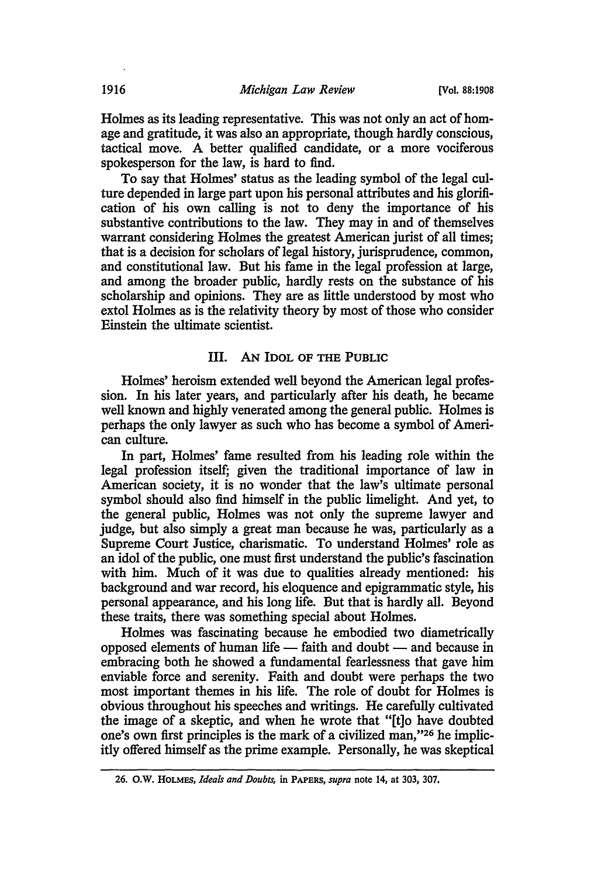Holmes as its leading representative. This was not only an act of homage and gratitude, it was also an appropriate, though hardly conscious, tactical move. A better qualified candidate, or a more vociferous spokesperson for the law, is hard to find.

To say that Holmes' status as the leading symbol of the legal culture depended in large part upon his personal attributes and his glorification of his own calling is not to deny the importance of his substantive contributions to the law. They may in and of themselves warrant considering Holmes the greatest American jurist of all times; that is a decision for scholars of legal history, jurisprudence, common, and constitutional law. But his fame in the legal profession at large, and among the broader public, hardly rests on the substance of his scholarship and opinions. They are as little understood by most who extol Holmes as is the relativity theory by most of those who consider Einstein the ultimate scientist.

## III. An Idol of the Public

Holmes' heroism extended well beyond the American legal profession. In his later years, and particularly after his death, he became well known and highly venerated among the general public. Holmes is perhaps the only lawyer as such who has become a symbol of American culture.

In part, Holmes' fame resulted from his leading role within the legal profession itself; given the traditional importance of law in American society, it is no wonder that the law's ultimate personal symbol should also find himself in the public limelight. And yet, to the general public, Holmes was not only the supreme lawyer and judge, but also simply a great man because he was, particularly as a Supreme Court Justice, charismatic. To understand Holmes' role as an idol of the public, one must first understand the public's fascination with him. Much of it was due to qualities already mentioned: his background and war record, his eloquence and epigrammatic style, his personal appearance, and his long life. But that is hardly all. Beyond these traits, there was something special about Holmes.

Holmes was fascinating because he embodied two diametrically opposed elements of human life — faith and doubt — and because in embracing both he showed a fundamental fearlessness that gave him enviable force and serenity. Faith and doubt were perhaps the two most important themes in his life. The role of doubt for Holmes is obvious throughout his speeches and writings. He carefully cultivated the image of a skeptic, and when he wrote that "[t]o have doubted one's own first principles is the mark of a civilized man,"[26] he implicitly offered himself as the prime example. Personally, he was skeptical

---

26. O.W. Holmes, *Ideals and Doubts*, in Papers, *supra* note 14, at 303, 307.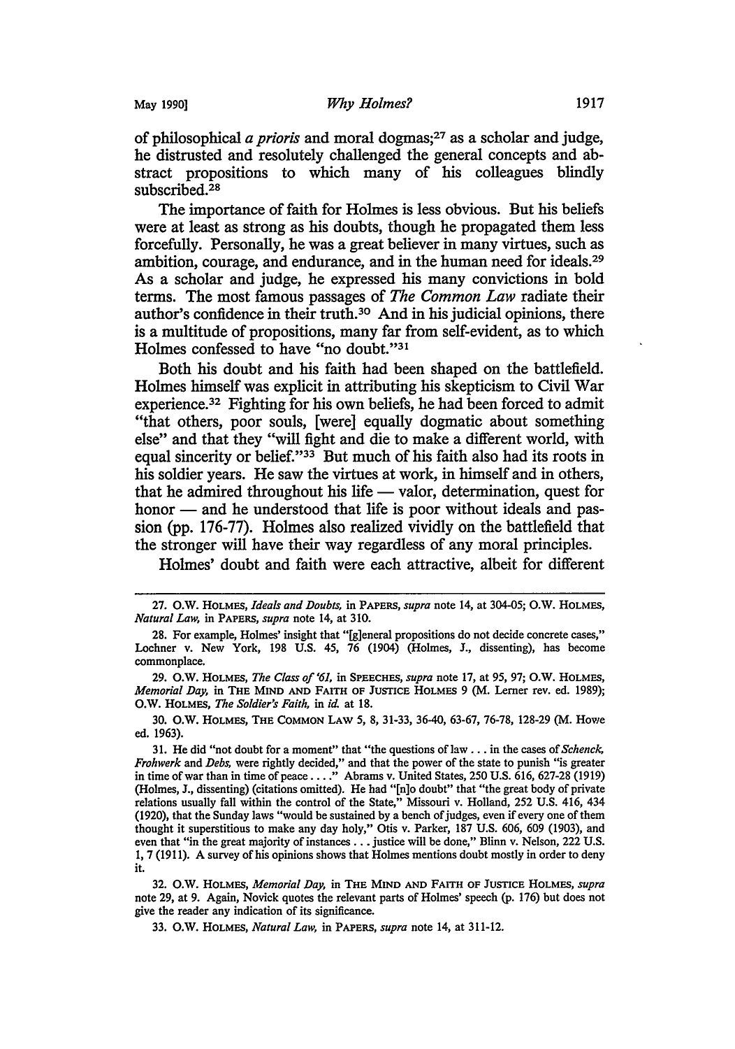of philosophical *a prioris* and moral dogmas;[27] as a scholar and judge, he distrusted and resolutely challenged the general concepts and abstract propositions to which many of his colleagues blindly subscribed.[28]

The importance of faith for Holmes is less obvious. But his beliefs were at least as strong as his doubts, though he propagated them less forcefully. Personally, he was a great believer in many virtues, such as ambition, courage, and endurance, and in the human need for ideals.[29] As a scholar and judge, he expressed his many convictions in bold terms. The most famous passages of *The Common Law* radiate their author's confidence in their truth.[30] And in his judicial opinions, there is a multitude of propositions, many far from self-evident, as to which Holmes confessed to have "no doubt."[31]

Both his doubt and his faith had been shaped on the battlefield. Holmes himself was explicit in attributing his skepticism to Civil War experience.[32] Fighting for his own beliefs, he had been forced to admit "that others, poor souls, [were] equally dogmatic about something else" and that they "will fight and die to make a different world, with equal sincerity or belief."[33] But much of his faith also had its roots in his soldier years. He saw the virtues at work, in himself and in others, that he admired throughout his life — valor, determination, quest for honor — and he understood that life is poor without ideals and passion (pp. 176-77). Holmes also realized vividly on the battlefield that the stronger will have their way regardless of any moral principles.

Holmes' doubt and faith were each attractive, albeit for different

---

27. O.W. HOLMES, *Ideals and Doubts*, in PAPERS, *supra* note 14, at 304-05; O.W. HOLMES, *Natural Law*, in PAPERS, *supra* note 14, at 310.

28. For example, Holmes' insight that "[g]eneral propositions do not decide concrete cases," Lochner v. New York, 198 U.S. 45, 76 (1904) (Holmes, J., dissenting), has become commonplace.

29. O.W. HOLMES, *The Class of '61*, in SPEECHES, *supra* note 17, at 95, 97; O.W. HOLMES, *Memorial Day*, in THE MIND AND FAITH OF JUSTICE HOLMES 9 (M. Lerner rev. ed. 1989); O.W. HOLMES, *The Soldier's Faith*, in *id.* at 18.

30. O.W. HOLMES, THE COMMON LAW 5, 8, 31-33, 36-40, 63-67, 76-78, 128-29 (M. Howe ed. 1963).

31. He did "not doubt for a moment" that "the questions of law . . . in the cases of *Schenck, Frohwerk* and *Debs*, were rightly decided," and that the power of the state to punish "is greater in time of war than in time of peace . . . ." Abrams v. United States, 250 U.S. 616, 627-28 (1919) (Holmes, J., dissenting) (citations omitted). He had "[n]o doubt" that "the great body of private relations usually fall within the control of the State," Missouri v. Holland, 252 U.S. 416, 434 (1920), that the Sunday laws "would be sustained by a bench of judges, even if every one of them thought it superstitious to make any day holy," Otis v. Parker, 187 U.S. 606, 609 (1903), and even that "in the great majority of instances . . . justice will be done," Blinn v. Nelson, 222 U.S. 1, 7 (1911). A survey of his opinions shows that Holmes mentions doubt mostly in order to deny it.

32. O.W. HOLMES, *Memorial Day*, in THE MIND AND FAITH OF JUSTICE HOLMES, *supra* note 29, at 9. Again, Novick quotes the relevant parts of Holmes' speech (p. 176) but does not give the reader any indication of its significance.

33. O.W. HOLMES, *Natural Law*, in PAPERS, *supra* note 14, at 311-12.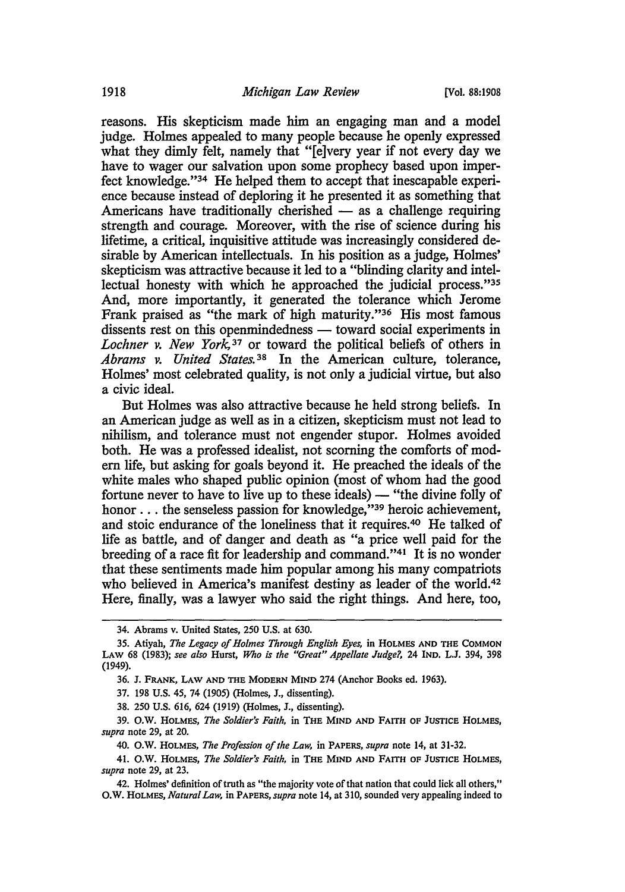reasons. His skepticism made him an engaging man and a model judge. Holmes appealed to many people because he openly expressed what they dimly felt, namely that "[e]very year if not every day we have to wager our salvation upon some prophecy based upon imperfect knowledge."[34] He helped them to accept that inescapable experience because instead of deploring it he presented it as something that Americans have traditionally cherished — as a challenge requiring strength and courage. Moreover, with the rise of science during his lifetime, a critical, inquisitive attitude was increasingly considered desirable by American intellectuals. In his position as a judge, Holmes' skepticism was attractive because it led to a "blinding clarity and intellectual honesty with which he approached the judicial process."[35] And, more importantly, it generated the tolerance which Jerome Frank praised as "the mark of high maturity."[36] His most famous dissents rest on this openmindedness — toward social experiments in *Lochner v. New York*,[37] or toward the political beliefs of others in *Abrams v. United States*.[38] In the American culture, tolerance, Holmes' most celebrated quality, is not only a judicial virtue, but also a civic ideal.

But Holmes was also attractive because he held strong beliefs. In an American judge as well as in a citizen, skepticism must not lead to nihilism, and tolerance must not engender stupor. Holmes avoided both. He was a professed idealist, not scorning the comforts of modern life, but asking for goals beyond it. He preached the ideals of the white males who shaped public opinion (most of whom had the good fortune never to have to live up to these ideals) — "the divine folly of honor . . . the senseless passion for knowledge,"[39] heroic achievement, and stoic endurance of the loneliness that it requires.[40] He talked of life as battle, and of danger and death as "a price well paid for the breeding of a race fit for leadership and command."[41] It is no wonder that these sentiments made him popular among his many compatriots who believed in America's manifest destiny as leader of the world.[42] Here, finally, was a lawyer who said the right things. And here, too,

---

34. Abrams v. United States, 250 U.S. at 630.

35. Atiyah, *The Legacy of Holmes Through English Eyes*, in HOLMES AND THE COMMON LAW 68 (1983); *see also* Hurst, *Who is the "Great" Appellate Judge?*, 24 IND. L.J. 394, 398 (1949).

36. J. FRANK, LAW AND THE MODERN MIND 274 (Anchor Books ed. 1963).

37. 198 U.S. 45, 74 (1905) (Holmes, J., dissenting).

38. 250 U.S. 616, 624 (1919) (Holmes, J., dissenting).

39. O.W. HOLMES, *The Soldier's Faith*, in THE MIND AND FAITH OF JUSTICE HOLMES, *supra* note 29, at 20.

40. O.W. HOLMES, *The Profession of the Law*, in PAPERS, *supra* note 14, at 31-32.

41. O.W. HOLMES, *The Soldier's Faith*, in THE MIND AND FAITH OF JUSTICE HOLMES, *supra* note 29, at 23.

42. Holmes' definition of truth as "the majority vote of that nation that could lick all others," O.W. HOLMES, *Natural Law*, in PAPERS, *supra* note 14, at 310, sounded very appealing indeed to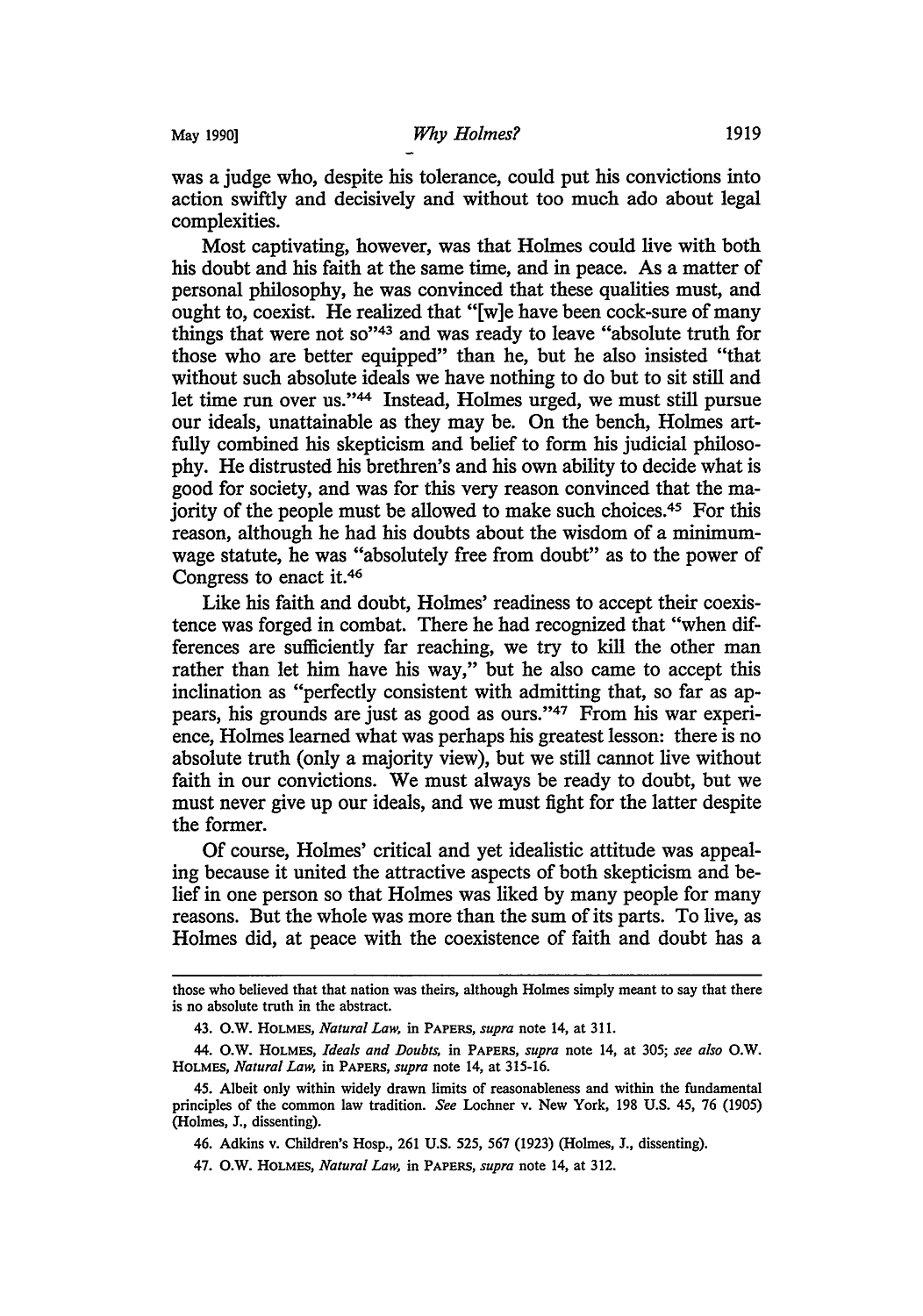was a judge who, despite his tolerance, could put his convictions into action swiftly and decisively and without too much ado about legal complexities.

Most captivating, however, was that Holmes could live with both his doubt and his faith at the same time, and in peace. As a matter of personal philosophy, he was convinced that these qualities must, and ought to, coexist. He realized that "[w]e have been cock-sure of many things that were not so"[43] and was ready to leave "absolute truth for those who are better equipped" than he, but he also insisted "that without such absolute ideals we have nothing to do but to sit still and let time run over us."[44] Instead, Holmes urged, we must still pursue our ideals, unattainable as they may be. On the bench, Holmes artfully combined his skepticism and belief to form his judicial philosophy. He distrusted his brethren's and his own ability to decide what is good for society, and was for this very reason convinced that the majority of the people must be allowed to make such choices.[45] For this reason, although he had his doubts about the wisdom of a minimum-wage statute, he was "absolutely free from doubt" as to the power of Congress to enact it.[46]

Like his faith and doubt, Holmes' readiness to accept their coexistence was forged in combat. There he had recognized that "when differences are sufficiently far reaching, we try to kill the other man rather than let him have his way," but he also came to accept this inclination as "perfectly consistent with admitting that, so far as appears, his grounds are just as good as ours."[47] From his war experience, Holmes learned what was perhaps his greatest lesson: there is no absolute truth (only a majority view), but we still cannot live without faith in our convictions. We must always be ready to doubt, but we must never give up our ideals, and we must fight for the latter despite the former.

Of course, Holmes' critical and yet idealistic attitude was appealing because it united the attractive aspects of both skepticism and belief in one person so that Holmes was liked by many people for many reasons. But the whole was more than the sum of its parts. To live, as Holmes did, at peace with the coexistence of faith and doubt has a

---

those who believed that that nation was theirs, although Holmes simply meant to say that there is no absolute truth in the abstract.

43. O.W. HOLMES, *Natural Law*, in PAPERS, *supra* note 14, at 311.

44. O.W. HOLMES, *Ideals and Doubts*, in PAPERS, *supra* note 14, at 305; *see also* O.W. HOLMES, *Natural Law*, in PAPERS, *supra* note 14, at 315-16.

45. Albeit only within widely drawn limits of reasonableness and within the fundamental principles of the common law tradition. *See* Lochner v. New York, 198 U.S. 45, 76 (1905) (Holmes, J., dissenting).

46. Adkins v. Children's Hosp., 261 U.S. 525, 567 (1923) (Holmes, J., dissenting).

47. O.W. HOLMES, *Natural Law*, in PAPERS, *supra* note 14, at 312.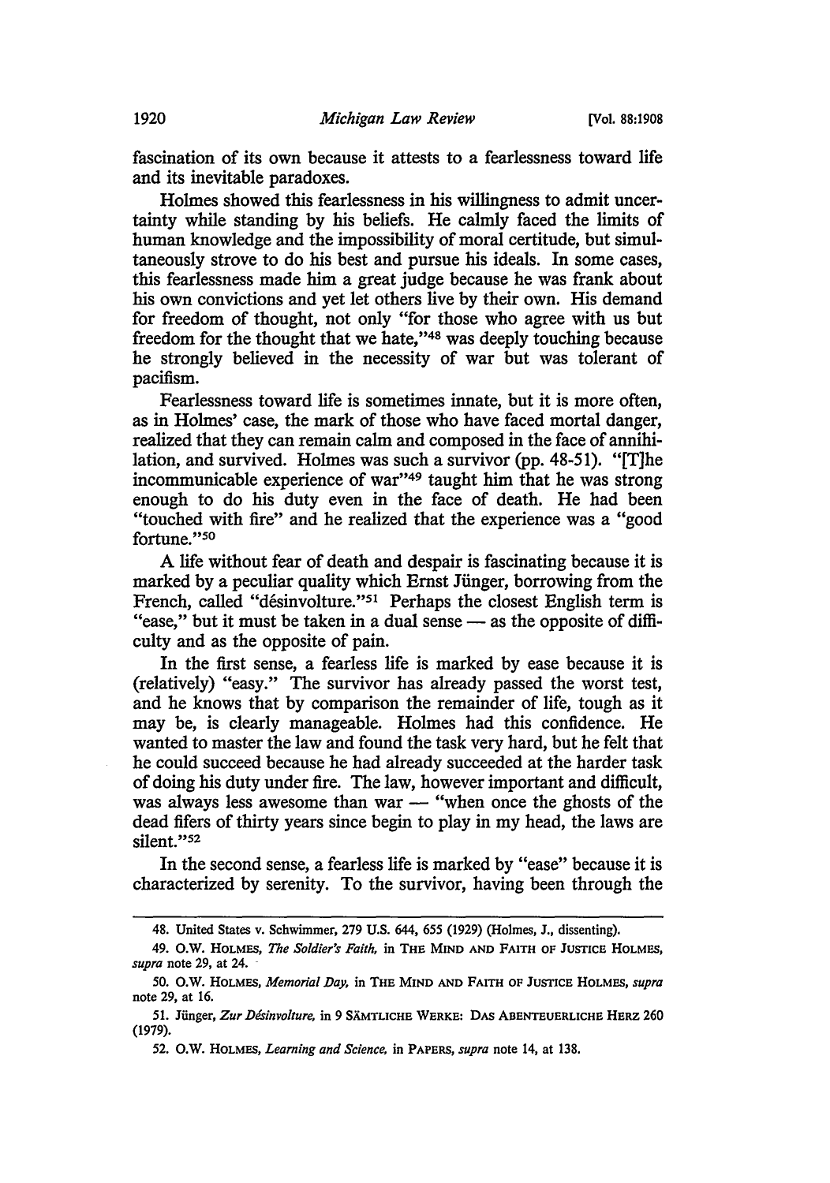fascination of its own because it attests to a fearlessness toward life and its inevitable paradoxes.

Holmes showed this fearlessness in his willingness to admit uncertainty while standing by his beliefs. He calmly faced the limits of human knowledge and the impossibility of moral certitude, but simultaneously strove to do his best and pursue his ideals. In some cases, this fearlessness made him a great judge because he was frank about his own convictions and yet let others live by their own. His demand for freedom of thought, not only "for those who agree with us but freedom for the thought that we hate,"[48] was deeply touching because he strongly believed in the necessity of war but was tolerant of pacifism.

Fearlessness toward life is sometimes innate, but it is more often, as in Holmes' case, the mark of those who have faced mortal danger, realized that they can remain calm and composed in the face of annihilation, and survived. Holmes was such a survivor (pp. 48-51). "[T]he incommunicable experience of war"[49] taught him that he was strong enough to do his duty even in the face of death. He had been "touched with fire" and he realized that the experience was a "good fortune."[50]

A life without fear of death and despair is fascinating because it is marked by a peculiar quality which Ernst Jünger, borrowing from the French, called "désinvolture."[51] Perhaps the closest English term is "ease," but it must be taken in a dual sense — as the opposite of difficulty and as the opposite of pain.

In the first sense, a fearless life is marked by ease because it is (relatively) "easy." The survivor has already passed the worst test, and he knows that by comparison the remainder of life, tough as it may be, is clearly manageable. Holmes had this confidence. He wanted to master the law and found the task very hard, but he felt that he could succeed because he had already succeeded at the harder task of doing his duty under fire. The law, however important and difficult, was always less awesome than war — "when once the ghosts of the dead fifers of thirty years since begin to play in my head, the laws are silent."[52]

In the second sense, a fearless life is marked by "ease" because it is characterized by serenity. To the survivor, having been through the

---

48. United States v. Schwimmer, 279 U.S. 644, 655 (1929) (Holmes, J., dissenting).

49. O.W. Holmes, *The Soldier's Faith*, in The Mind and Faith of Justice Holmes, *supra* note 29, at 24.

50. O.W. Holmes, *Memorial Day*, in The Mind and Faith of Justice Holmes, *supra* note 29, at 16.

51. Jünger, *Zur Désinvolture*, in 9 Sämtliche Werke: Das Abenteuerliche Herz 260 (1979).

52. O.W. Holmes, *Learning and Science*, in Papers, *supra* note 14, at 138.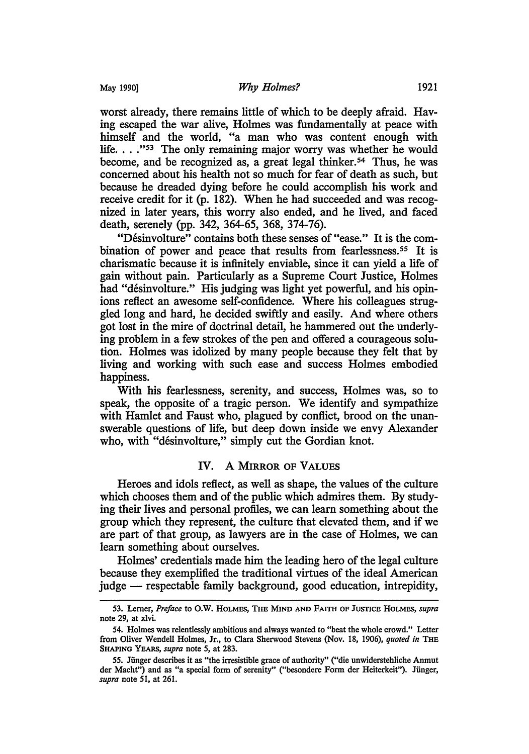worst already, there remains little of which to be deeply afraid. Having escaped the war alive, Holmes was fundamentally at peace with himself and the world, "a man who was content enough with life. . . ."[53] The only remaining major worry was whether he would become, and be recognized as, a great legal thinker.[54] Thus, he was concerned about his health not so much for fear of death as such, but because he dreaded dying before he could accomplish his work and receive credit for it (p. 182). When he had succeeded and was recognized in later years, this worry also ended, and he lived, and faced death, serenely (pp. 342, 364-65, 368, 374-76).

"Désinvolture" contains both these senses of "ease." It is the combination of power and peace that results from fearlessness.[55] It is charismatic because it is infinitely enviable, since it can yield a life of gain without pain. Particularly as a Supreme Court Justice, Holmes had "désinvolture." His judging was light yet powerful, and his opinions reflect an awesome self-confidence. Where his colleagues struggled long and hard, he decided swiftly and easily. And where others got lost in the mire of doctrinal detail, he hammered out the underlying problem in a few strokes of the pen and offered a courageous solution. Holmes was idolized by many people because they felt that by living and working with such ease and success Holmes embodied happiness.

With his fearlessness, serenity, and success, Holmes was, so to speak, the opposite of a tragic person. We identify and sympathize with Hamlet and Faust who, plagued by conflict, brood on the unanswerable questions of life, but deep down inside we envy Alexander who, with "désinvolture," simply cut the Gordian knot.

## IV. A MIRROR OF VALUES

Heroes and idols reflect, as well as shape, the values of the culture which chooses them and of the public which admires them. By studying their lives and personal profiles, we can learn something about the group which they represent, the culture that elevated them, and if we are part of that group, as lawyers are in the case of Holmes, we can learn something about ourselves.

Holmes' credentials made him the leading hero of the legal culture because they exemplified the traditional virtues of the ideal American judge — respectable family background, good education, intrepidity,

---

53. Lerner, *Preface* to O.W. HOLMES, THE MIND AND FAITH OF JUSTICE HOLMES, *supra* note 29, at xlvi.

54. Holmes was relentlessly ambitious and always wanted to "beat the whole crowd." Letter from Oliver Wendell Holmes, Jr., to Clara Sherwood Stevens (Nov. 18, 1906), *quoted in* THE SHAPING YEARS, *supra* note 5, at 283.

55. Jünger describes it as "the irresistible grace of authority" ("die unwiderstehliche Anmut der Macht") and as "a special form of serenity" ("besondere Form der Heiterkeit"). Jünger, *supra* note 51, at 261.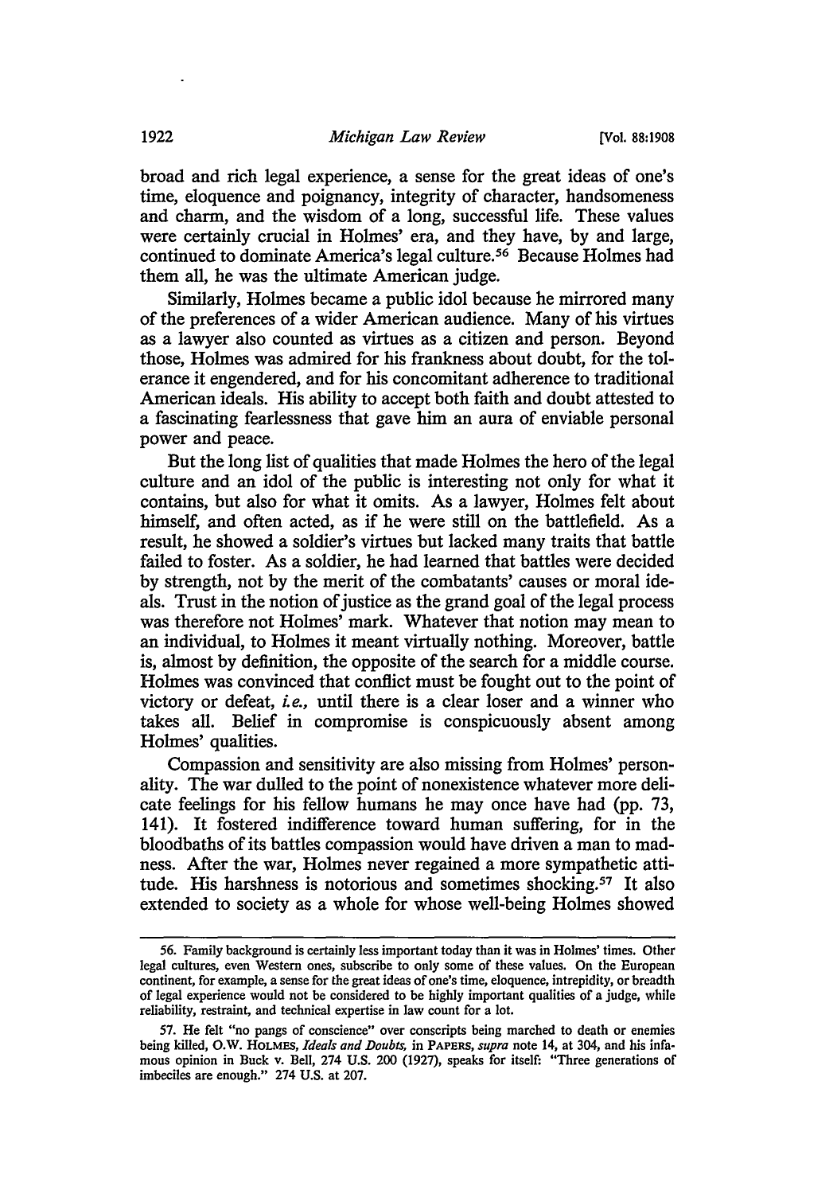broad and rich legal experience, a sense for the great ideas of one's time, eloquence and poignancy, integrity of character, handsomeness and charm, and the wisdom of a long, successful life. These values were certainly crucial in Holmes' era, and they have, by and large, continued to dominate America's legal culture.[56] Because Holmes had them all, he was the ultimate American judge.

Similarly, Holmes became a public idol because he mirrored many of the preferences of a wider American audience. Many of his virtues as a lawyer also counted as virtues as a citizen and person. Beyond those, Holmes was admired for his frankness about doubt, for the tolerance it engendered, and for his concomitant adherence to traditional American ideals. His ability to accept both faith and doubt attested to a fascinating fearlessness that gave him an aura of enviable personal power and peace.

But the long list of qualities that made Holmes the hero of the legal culture and an idol of the public is interesting not only for what it contains, but also for what it omits. As a lawyer, Holmes felt about himself, and often acted, as if he were still on the battlefield. As a result, he showed a soldier's virtues but lacked many traits that battle failed to foster. As a soldier, he had learned that battles were decided by strength, not by the merit of the combatants' causes or moral ideals. Trust in the notion of justice as the grand goal of the legal process was therefore not Holmes' mark. Whatever that notion may mean to an individual, to Holmes it meant virtually nothing. Moreover, battle is, almost by definition, the opposite of the search for a middle course. Holmes was convinced that conflict must be fought out to the point of victory or defeat, *i.e.,* until there is a clear loser and a winner who takes all. Belief in compromise is conspicuously absent among Holmes' qualities.

Compassion and sensitivity are also missing from Holmes' personality. The war dulled to the point of nonexistence whatever more delicate feelings for his fellow humans he may once have had (pp. 73, 141). It fostered indifference toward human suffering, for in the bloodbaths of its battles compassion would have driven a man to madness. After the war, Holmes never regained a more sympathetic attitude. His harshness is notorious and sometimes shocking.[57] It also extended to society as a whole for whose well-being Holmes showed

---

56. Family background is certainly less important today than it was in Holmes' times. Other legal cultures, even Western ones, subscribe to only some of these values. On the European continent, for example, a sense for the great ideas of one's time, eloquence, intrepidity, or breadth of legal experience would not be considered to be highly important qualities of a judge, while reliability, restraint, and technical expertise in law count for a lot.

57. He felt "no pangs of conscience" over conscripts being marched to death or enemies being killed, O.W. HOLMES, *Ideals and Doubts,* in PAPERS, *supra* note 14, at 304, and his infamous opinion in Buck v. Bell, 274 U.S. 200 (1927), speaks for itself: "Three generations of imbeciles are enough." 274 U.S. at 207.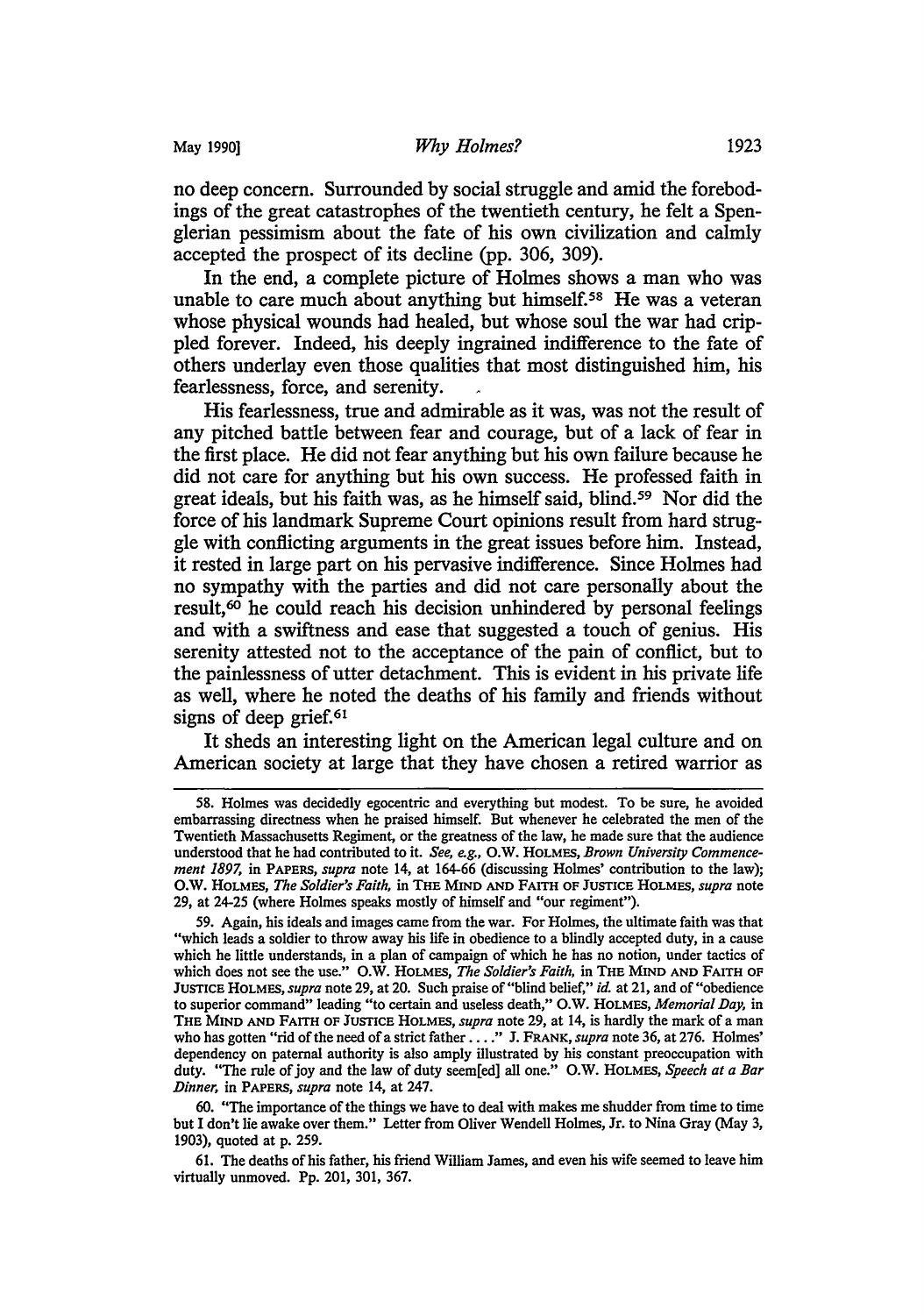no deep concern. Surrounded by social struggle and amid the forebodings of the great catastrophes of the twentieth century, he felt a Spenglerian pessimism about the fate of his own civilization and calmly accepted the prospect of its decline (pp. 306, 309).

In the end, a complete picture of Holmes shows a man who was unable to care much about anything but himself.[58] He was a veteran whose physical wounds had healed, but whose soul the war had crippled forever. Indeed, his deeply ingrained indifference to the fate of others underlay even those qualities that most distinguished him, his fearlessness, force, and serenity.

His fearlessness, true and admirable as it was, was not the result of any pitched battle between fear and courage, but of a lack of fear in the first place. He did not fear anything but his own failure because he did not care for anything but his own success. He professed faith in great ideals, but his faith was, as he himself said, blind.[59] Nor did the force of his landmark Supreme Court opinions result from hard struggle with conflicting arguments in the great issues before him. Instead, it rested in large part on his pervasive indifference. Since Holmes had no sympathy with the parties and did not care personally about the result,[60] he could reach his decision unhindered by personal feelings and with a swiftness and ease that suggested a touch of genius. His serenity attested not to the acceptance of the pain of conflict, but to the painlessness of utter detachment. This is evident in his private life as well, where he noted the deaths of his family and friends without signs of deep grief.[61]

It sheds an interesting light on the American legal culture and on American society at large that they have chosen a retired warrior as

---

58. Holmes was decidedly egocentric and everything but modest. To be sure, he avoided embarrassing directness when he praised himself. But whenever he celebrated the men of the Twentieth Massachusetts Regiment, or the greatness of the law, he made sure that the audience understood that he had contributed to it. *See, e.g.*, O.W. Holmes, *Brown University Commencement 1897*, in Papers, *supra* note 14, at 164-66 (discussing Holmes' contribution to the law); O.W. Holmes, *The Soldier's Faith*, in The Mind and Faith of Justice Holmes, *supra* note 29, at 24-25 (where Holmes speaks mostly of himself and "our regiment").

59. Again, his ideals and images came from the war. For Holmes, the ultimate faith was that "which leads a soldier to throw away his life in obedience to a blindly accepted duty, in a cause which he little understands, in a plan of campaign of which he has no notion, under tactics of which does not see the use." O.W. Holmes, *The Soldier's Faith*, in The Mind and Faith of Justice Holmes, *supra* note 29, at 20. Such praise of "blind belief," *id.* at 21, and of "obedience to superior command" leading "to certain and useless death," O.W. Holmes, *Memorial Day*, in The Mind and Faith of Justice Holmes, *supra* note 29, at 14, is hardly the mark of a man who has gotten "rid of the need of a strict father . . . ." J. Frank, *supra* note 36, at 276. Holmes' dependency on paternal authority is also amply illustrated by his constant preoccupation with duty. "The rule of joy and the law of duty seem[ed] all one." O.W. Holmes, *Speech at a Bar Dinner*, in Papers, *supra* note 14, at 247.

60. "The importance of the things we have to deal with makes me shudder from time to time but I don't lie awake over them." Letter from Oliver Wendell Holmes, Jr. to Nina Gray (May 3, 1903), quoted at p. 259.

61. The deaths of his father, his friend William James, and even his wife seemed to leave him virtually unmoved. Pp. 201, 301, 367.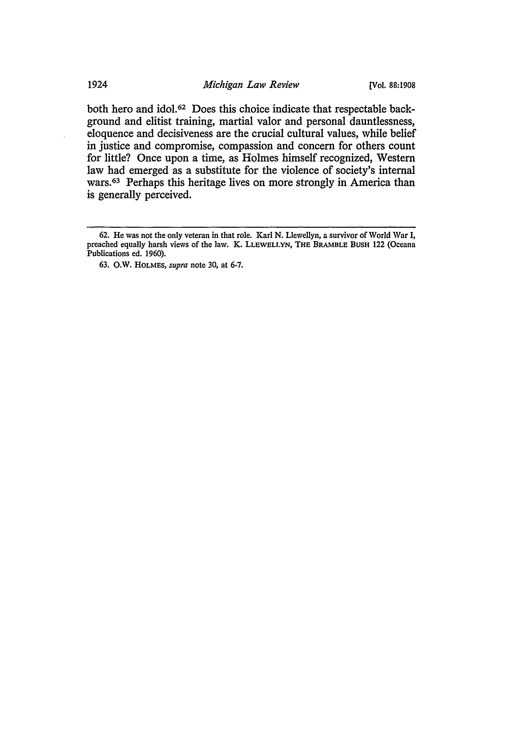both hero and idol.[62] Does this choice indicate that respectable background and elitist training, martial valor and personal dauntlessness, eloquence and decisiveness are the crucial cultural values, while belief in justice and compromise, compassion and concern for others count for little? Once upon a time, as Holmes himself recognized, Western law had emerged as a substitute for the violence of society's internal wars.[63] Perhaps this heritage lives on more strongly in America than is generally perceived.

---

62. He was not the only veteran in that role. Karl N. Llewellyn, a survivor of World War I, preached equally harsh views of the law. K. LLEWELLYN, THE BRAMBLE BUSH 122 (Oceana Publications ed. 1960).

63. O.W. HOLMES, *supra* note 30, at 6-7.